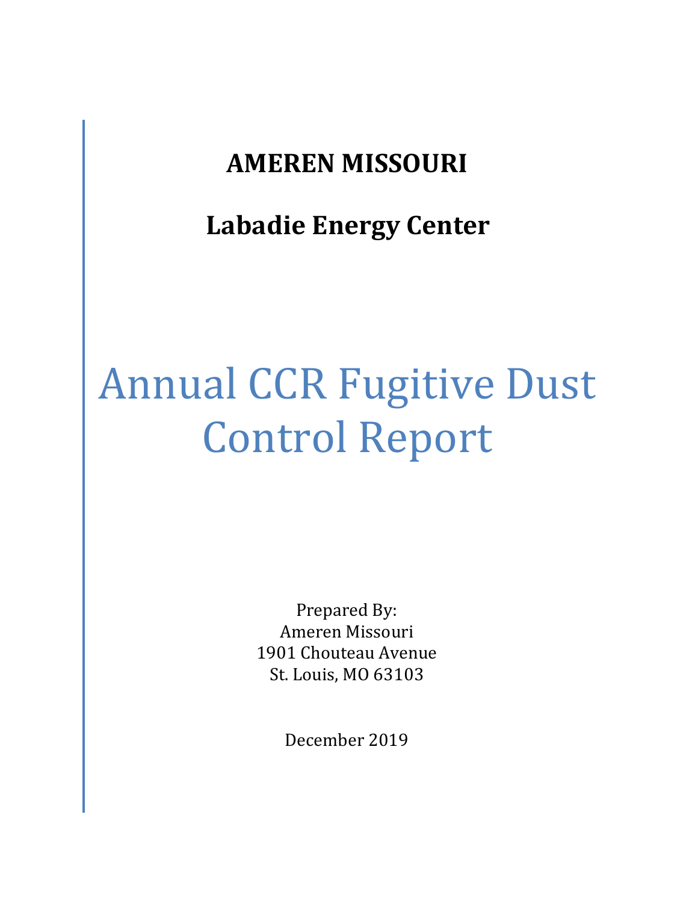# AMEREN MISSOURI

## Labadie Energy Center

# Annual CCR Fugitive Dust Control Report

Prepared By:
Ameren Missouri
1901 Chouteau Avenue
St. Louis, MO 63103

December 2019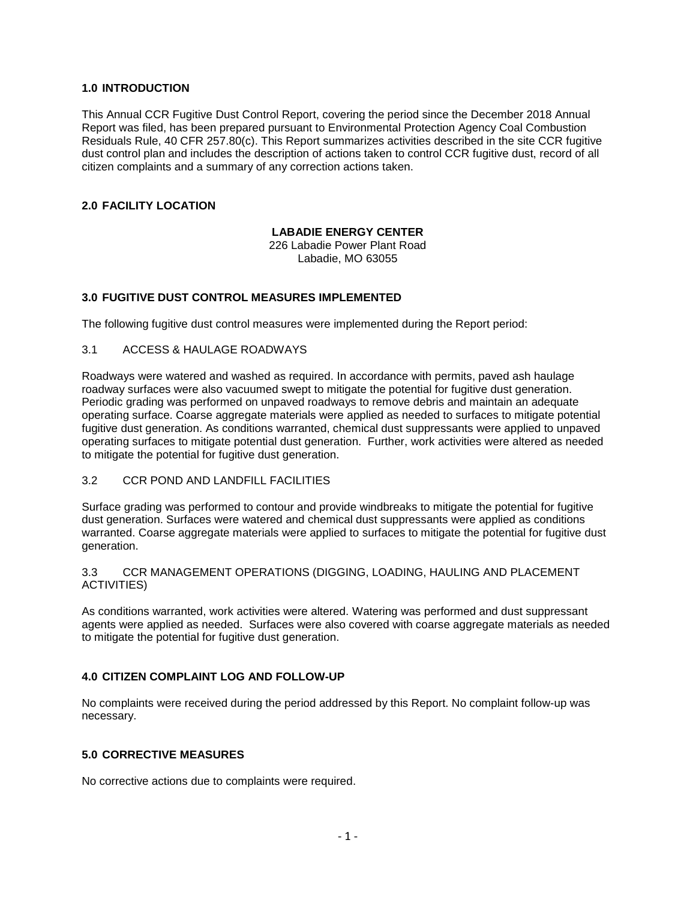## 1.0 INTRODUCTION

This Annual CCR Fugitive Dust Control Report, covering the period since the December 2018 Annual Report was filed, has been prepared pursuant to Environmental Protection Agency Coal Combustion Residuals Rule, 40 CFR 257.80(c). This Report summarizes activities described in the site CCR fugitive dust control plan and includes the description of actions taken to control CCR fugitive dust, record of all citizen complaints and a summary of any correction actions taken.

## 2.0 FACILITY LOCATION

**LABADIE ENERGY CENTER**
226 Labadie Power Plant Road
Labadie, MO 63055

## 3.0 FUGITIVE DUST CONTROL MEASURES IMPLEMENTED

The following fugitive dust control measures were implemented during the Report period:

### 3.1 ACCESS & HAULAGE ROADWAYS

Roadways were watered and washed as required. In accordance with permits, paved ash haulage roadway surfaces were also vacuumed swept to mitigate the potential for fugitive dust generation. Periodic grading was performed on unpaved roadways to remove debris and maintain an adequate operating surface. Coarse aggregate materials were applied as needed to surfaces to mitigate potential fugitive dust generation. As conditions warranted, chemical dust suppressants were applied to unpaved operating surfaces to mitigate potential dust generation. Further, work activities were altered as needed to mitigate the potential for fugitive dust generation.

### 3.2 CCR POND AND LANDFILL FACILITIES

Surface grading was performed to contour and provide windbreaks to mitigate the potential for fugitive dust generation. Surfaces were watered and chemical dust suppressants were applied as conditions warranted. Coarse aggregate materials were applied to surfaces to mitigate the potential for fugitive dust generation.

### 3.3 CCR MANAGEMENT OPERATIONS (DIGGING, LOADING, HAULING AND PLACEMENT ACTIVITIES)

As conditions warranted, work activities were altered. Watering was performed and dust suppressant agents were applied as needed. Surfaces were also covered with coarse aggregate materials as needed to mitigate the potential for fugitive dust generation.

## 4.0 CITIZEN COMPLAINT LOG AND FOLLOW-UP

No complaints were received during the period addressed by this Report. No complaint follow-up was necessary.

## 5.0 CORRECTIVE MEASURES

No corrective actions due to complaints were required.